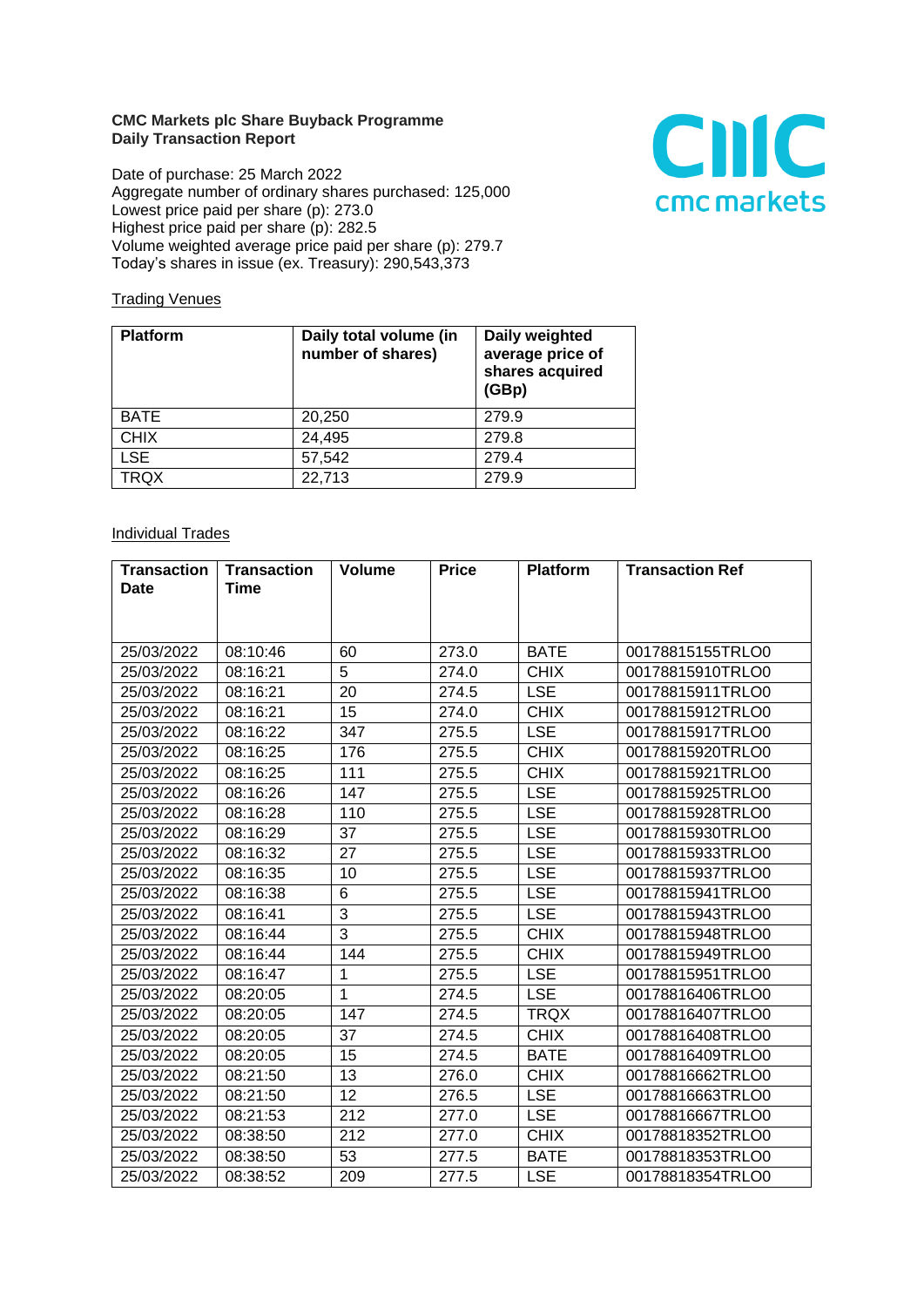**CMC Markets plc Share Buyback Programme**
**Daily Transaction Report**

Date of purchase: 25 March 2022
Aggregate number of ordinary shares purchased: 125,000
Lowest price paid per share (p): 273.0
Highest price paid per share (p): 282.5
Volume weighted average price paid per share (p): 279.7
Today's shares in issue (ex. Treasury): 290,543,373

Trading Venues

| Platform | Daily total volume (in number of shares) | Daily weighted average price of shares acquired (GBp) |
|---|---|---|
| BATE | 20,250 | 279.9 |
| CHIX | 24,495 | 279.8 |
| LSE | 57,542 | 279.4 |
| TRQX | 22,713 | 279.9 |

Individual Trades

| Transaction Date | Transaction Time | Volume | Price | Platform | Transaction Ref |
|---|---|---|---|---|---|
| 25/03/2022 | 08:10:46 | 60 | 273.0 | BATE | 00178815155TRLO0 |
| 25/03/2022 | 08:16:21 | 5 | 274.0 | CHIX | 00178815910TRLO0 |
| 25/03/2022 | 08:16:21 | 20 | 274.5 | LSE | 00178815911TRLO0 |
| 25/03/2022 | 08:16:21 | 15 | 274.0 | CHIX | 00178815912TRLO0 |
| 25/03/2022 | 08:16:22 | 347 | 275.5 | LSE | 00178815917TRLO0 |
| 25/03/2022 | 08:16:25 | 176 | 275.5 | CHIX | 00178815920TRLO0 |
| 25/03/2022 | 08:16:25 | 111 | 275.5 | CHIX | 00178815921TRLO0 |
| 25/03/2022 | 08:16:26 | 147 | 275.5 | LSE | 00178815925TRLO0 |
| 25/03/2022 | 08:16:28 | 110 | 275.5 | LSE | 00178815928TRLO0 |
| 25/03/2022 | 08:16:29 | 37 | 275.5 | LSE | 00178815930TRLO0 |
| 25/03/2022 | 08:16:32 | 27 | 275.5 | LSE | 00178815933TRLO0 |
| 25/03/2022 | 08:16:35 | 10 | 275.5 | LSE | 00178815937TRLO0 |
| 25/03/2022 | 08:16:38 | 6 | 275.5 | LSE | 00178815941TRLO0 |
| 25/03/2022 | 08:16:41 | 3 | 275.5 | LSE | 00178815943TRLO0 |
| 25/03/2022 | 08:16:44 | 3 | 275.5 | CHIX | 00178815948TRLO0 |
| 25/03/2022 | 08:16:44 | 144 | 275.5 | CHIX | 00178815949TRLO0 |
| 25/03/2022 | 08:16:47 | 1 | 275.5 | LSE | 00178815951TRLO0 |
| 25/03/2022 | 08:20:05 | 1 | 274.5 | LSE | 00178816406TRLO0 |
| 25/03/2022 | 08:20:05 | 147 | 274.5 | TRQX | 00178816407TRLO0 |
| 25/03/2022 | 08:20:05 | 37 | 274.5 | CHIX | 00178816408TRLO0 |
| 25/03/2022 | 08:20:05 | 15 | 274.5 | BATE | 00178816409TRLO0 |
| 25/03/2022 | 08:21:50 | 13 | 276.0 | CHIX | 00178816662TRLO0 |
| 25/03/2022 | 08:21:50 | 12 | 276.5 | LSE | 00178816663TRLO0 |
| 25/03/2022 | 08:21:53 | 212 | 277.0 | LSE | 00178816667TRLO0 |
| 25/03/2022 | 08:38:50 | 212 | 277.0 | CHIX | 00178818352TRLO0 |
| 25/03/2022 | 08:38:50 | 53 | 277.5 | BATE | 00178818353TRLO0 |
| 25/03/2022 | 08:38:52 | 209 | 277.5 | LSE | 00178818354TRLO0 |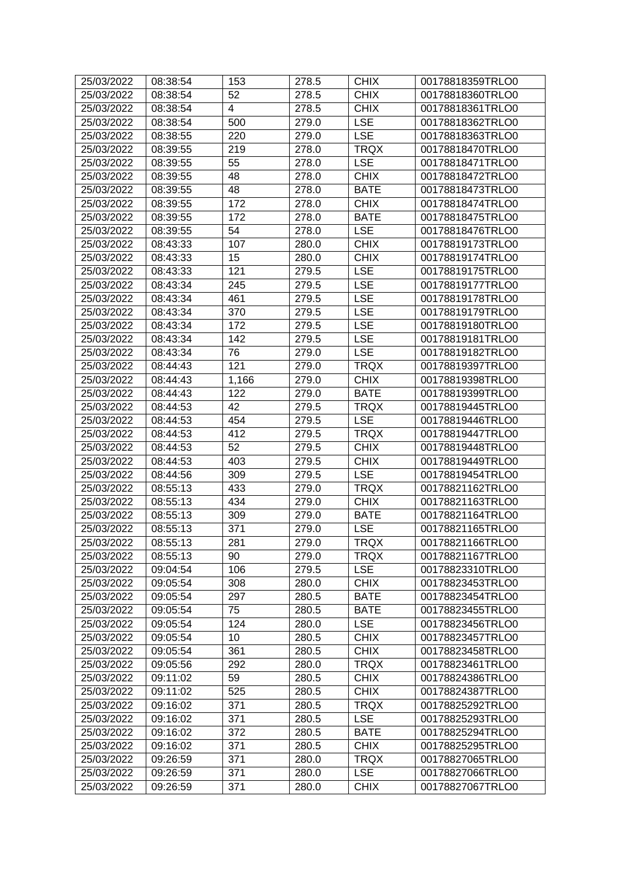| 25/03/2022 | 08:38:54 | 153 | 278.5 | CHIX | 00178818359TRLO0 |
|---|---|---|---|---|---|
| 25/03/2022 | 08:38:54 | 52 | 278.5 | CHIX | 00178818360TRLO0 |
| 25/03/2022 | 08:38:54 | 4 | 278.5 | CHIX | 00178818361TRLO0 |
| 25/03/2022 | 08:38:54 | 500 | 279.0 | LSE | 00178818362TRLO0 |
| 25/03/2022 | 08:38:55 | 220 | 279.0 | LSE | 00178818363TRLO0 |
| 25/03/2022 | 08:39:55 | 219 | 278.0 | TRQX | 00178818470TRLO0 |
| 25/03/2022 | 08:39:55 | 55 | 278.0 | LSE | 00178818471TRLO0 |
| 25/03/2022 | 08:39:55 | 48 | 278.0 | CHIX | 00178818472TRLO0 |
| 25/03/2022 | 08:39:55 | 48 | 278.0 | BATE | 00178818473TRLO0 |
| 25/03/2022 | 08:39:55 | 172 | 278.0 | CHIX | 00178818474TRLO0 |
| 25/03/2022 | 08:39:55 | 172 | 278.0 | BATE | 00178818475TRLO0 |
| 25/03/2022 | 08:39:55 | 54 | 278.0 | LSE | 00178818476TRLO0 |
| 25/03/2022 | 08:43:33 | 107 | 280.0 | CHIX | 00178819173TRLO0 |
| 25/03/2022 | 08:43:33 | 15 | 280.0 | CHIX | 00178819174TRLO0 |
| 25/03/2022 | 08:43:33 | 121 | 279.5 | LSE | 00178819175TRLO0 |
| 25/03/2022 | 08:43:34 | 245 | 279.5 | LSE | 00178819177TRLO0 |
| 25/03/2022 | 08:43:34 | 461 | 279.5 | LSE | 00178819178TRLO0 |
| 25/03/2022 | 08:43:34 | 370 | 279.5 | LSE | 00178819179TRLO0 |
| 25/03/2022 | 08:43:34 | 172 | 279.5 | LSE | 00178819180TRLO0 |
| 25/03/2022 | 08:43:34 | 142 | 279.5 | LSE | 00178819181TRLO0 |
| 25/03/2022 | 08:43:34 | 76 | 279.0 | LSE | 00178819182TRLO0 |
| 25/03/2022 | 08:44:43 | 121 | 279.0 | TRQX | 00178819397TRLO0 |
| 25/03/2022 | 08:44:43 | 1,166 | 279.0 | CHIX | 00178819398TRLO0 |
| 25/03/2022 | 08:44:43 | 122 | 279.0 | BATE | 00178819399TRLO0 |
| 25/03/2022 | 08:44:53 | 42 | 279.5 | TRQX | 00178819445TRLO0 |
| 25/03/2022 | 08:44:53 | 454 | 279.5 | LSE | 00178819446TRLO0 |
| 25/03/2022 | 08:44:53 | 412 | 279.5 | TRQX | 00178819447TRLO0 |
| 25/03/2022 | 08:44:53 | 52 | 279.5 | CHIX | 00178819448TRLO0 |
| 25/03/2022 | 08:44:53 | 403 | 279.5 | CHIX | 00178819449TRLO0 |
| 25/03/2022 | 08:44:56 | 309 | 279.5 | LSE | 00178819454TRLO0 |
| 25/03/2022 | 08:55:13 | 433 | 279.0 | TRQX | 00178821162TRLO0 |
| 25/03/2022 | 08:55:13 | 434 | 279.0 | CHIX | 00178821163TRLO0 |
| 25/03/2022 | 08:55:13 | 309 | 279.0 | BATE | 00178821164TRLO0 |
| 25/03/2022 | 08:55:13 | 371 | 279.0 | LSE | 00178821165TRLO0 |
| 25/03/2022 | 08:55:13 | 281 | 279.0 | TRQX | 00178821166TRLO0 |
| 25/03/2022 | 08:55:13 | 90 | 279.0 | TRQX | 00178821167TRLO0 |
| 25/03/2022 | 09:04:54 | 106 | 279.5 | LSE | 00178823310TRLO0 |
| 25/03/2022 | 09:05:54 | 308 | 280.0 | CHIX | 00178823453TRLO0 |
| 25/03/2022 | 09:05:54 | 297 | 280.5 | BATE | 00178823454TRLO0 |
| 25/03/2022 | 09:05:54 | 75 | 280.5 | BATE | 00178823455TRLO0 |
| 25/03/2022 | 09:05:54 | 124 | 280.0 | LSE | 00178823456TRLO0 |
| 25/03/2022 | 09:05:54 | 10 | 280.5 | CHIX | 00178823457TRLO0 |
| 25/03/2022 | 09:05:54 | 361 | 280.5 | CHIX | 00178823458TRLO0 |
| 25/03/2022 | 09:05:56 | 292 | 280.0 | TRQX | 00178823461TRLO0 |
| 25/03/2022 | 09:11:02 | 59 | 280.5 | CHIX | 00178824386TRLO0 |
| 25/03/2022 | 09:11:02 | 525 | 280.5 | CHIX | 00178824387TRLO0 |
| 25/03/2022 | 09:16:02 | 371 | 280.5 | TRQX | 00178825292TRLO0 |
| 25/03/2022 | 09:16:02 | 371 | 280.5 | LSE | 00178825293TRLO0 |
| 25/03/2022 | 09:16:02 | 372 | 280.5 | BATE | 00178825294TRLO0 |
| 25/03/2022 | 09:16:02 | 371 | 280.5 | CHIX | 00178825295TRLO0 |
| 25/03/2022 | 09:26:59 | 371 | 280.0 | TRQX | 00178827065TRLO0 |
| 25/03/2022 | 09:26:59 | 371 | 280.0 | LSE | 00178827066TRLO0 |
| 25/03/2022 | 09:26:59 | 371 | 280.0 | CHIX | 00178827067TRLO0 |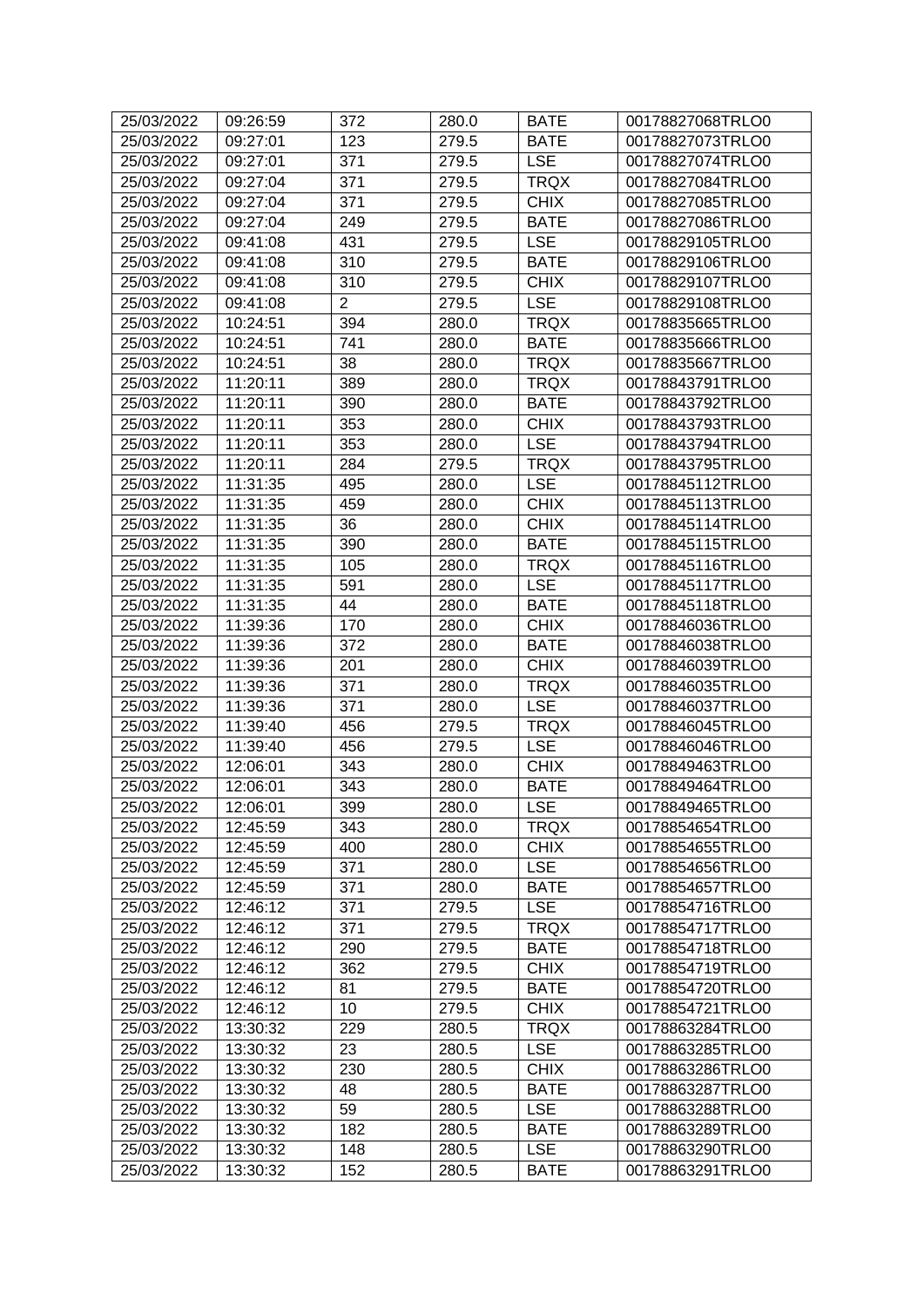| 25/03/2022 | 09:26:59 | 372 | 280.0 | BATE | 00178827068TRLO0 |
|---|---|---|---|---|---|
| 25/03/2022 | 09:27:01 | 123 | 279.5 | BATE | 00178827073TRLO0 |
| 25/03/2022 | 09:27:01 | 371 | 279.5 | LSE | 00178827074TRLO0 |
| 25/03/2022 | 09:27:04 | 371 | 279.5 | TRQX | 00178827084TRLO0 |
| 25/03/2022 | 09:27:04 | 371 | 279.5 | CHIX | 00178827085TRLO0 |
| 25/03/2022 | 09:27:04 | 249 | 279.5 | BATE | 00178827086TRLO0 |
| 25/03/2022 | 09:41:08 | 431 | 279.5 | LSE | 00178829105TRLO0 |
| 25/03/2022 | 09:41:08 | 310 | 279.5 | BATE | 00178829106TRLO0 |
| 25/03/2022 | 09:41:08 | 310 | 279.5 | CHIX | 00178829107TRLO0 |
| 25/03/2022 | 09:41:08 | 2 | 279.5 | LSE | 00178829108TRLO0 |
| 25/03/2022 | 10:24:51 | 394 | 280.0 | TRQX | 00178835665TRLO0 |
| 25/03/2022 | 10:24:51 | 741 | 280.0 | BATE | 00178835666TRLO0 |
| 25/03/2022 | 10:24:51 | 38 | 280.0 | TRQX | 00178835667TRLO0 |
| 25/03/2022 | 11:20:11 | 389 | 280.0 | TRQX | 00178843791TRLO0 |
| 25/03/2022 | 11:20:11 | 390 | 280.0 | BATE | 00178843792TRLO0 |
| 25/03/2022 | 11:20:11 | 353 | 280.0 | CHIX | 00178843793TRLO0 |
| 25/03/2022 | 11:20:11 | 353 | 280.0 | LSE | 00178843794TRLO0 |
| 25/03/2022 | 11:20:11 | 284 | 279.5 | TRQX | 00178843795TRLO0 |
| 25/03/2022 | 11:31:35 | 495 | 280.0 | LSE | 00178845112TRLO0 |
| 25/03/2022 | 11:31:35 | 459 | 280.0 | CHIX | 00178845113TRLO0 |
| 25/03/2022 | 11:31:35 | 36 | 280.0 | CHIX | 00178845114TRLO0 |
| 25/03/2022 | 11:31:35 | 390 | 280.0 | BATE | 00178845115TRLO0 |
| 25/03/2022 | 11:31:35 | 105 | 280.0 | TRQX | 00178845116TRLO0 |
| 25/03/2022 | 11:31:35 | 591 | 280.0 | LSE | 00178845117TRLO0 |
| 25/03/2022 | 11:31:35 | 44 | 280.0 | BATE | 00178845118TRLO0 |
| 25/03/2022 | 11:39:36 | 170 | 280.0 | CHIX | 00178846036TRLO0 |
| 25/03/2022 | 11:39:36 | 372 | 280.0 | BATE | 00178846038TRLO0 |
| 25/03/2022 | 11:39:36 | 201 | 280.0 | CHIX | 00178846039TRLO0 |
| 25/03/2022 | 11:39:36 | 371 | 280.0 | TRQX | 00178846035TRLO0 |
| 25/03/2022 | 11:39:36 | 371 | 280.0 | LSE | 00178846037TRLO0 |
| 25/03/2022 | 11:39:40 | 456 | 279.5 | TRQX | 00178846045TRLO0 |
| 25/03/2022 | 11:39:40 | 456 | 279.5 | LSE | 00178846046TRLO0 |
| 25/03/2022 | 12:06:01 | 343 | 280.0 | CHIX | 00178849463TRLO0 |
| 25/03/2022 | 12:06:01 | 343 | 280.0 | BATE | 00178849464TRLO0 |
| 25/03/2022 | 12:06:01 | 399 | 280.0 | LSE | 00178849465TRLO0 |
| 25/03/2022 | 12:45:59 | 343 | 280.0 | TRQX | 00178854654TRLO0 |
| 25/03/2022 | 12:45:59 | 400 | 280.0 | CHIX | 00178854655TRLO0 |
| 25/03/2022 | 12:45:59 | 371 | 280.0 | LSE | 00178854656TRLO0 |
| 25/03/2022 | 12:45:59 | 371 | 280.0 | BATE | 00178854657TRLO0 |
| 25/03/2022 | 12:46:12 | 371 | 279.5 | LSE | 00178854716TRLO0 |
| 25/03/2022 | 12:46:12 | 371 | 279.5 | TRQX | 00178854717TRLO0 |
| 25/03/2022 | 12:46:12 | 290 | 279.5 | BATE | 00178854718TRLO0 |
| 25/03/2022 | 12:46:12 | 362 | 279.5 | CHIX | 00178854719TRLO0 |
| 25/03/2022 | 12:46:12 | 81 | 279.5 | BATE | 00178854720TRLO0 |
| 25/03/2022 | 12:46:12 | 10 | 279.5 | CHIX | 00178854721TRLO0 |
| 25/03/2022 | 13:30:32 | 229 | 280.5 | TRQX | 00178863284TRLO0 |
| 25/03/2022 | 13:30:32 | 23 | 280.5 | LSE | 00178863285TRLO0 |
| 25/03/2022 | 13:30:32 | 230 | 280.5 | CHIX | 00178863286TRLO0 |
| 25/03/2022 | 13:30:32 | 48 | 280.5 | BATE | 00178863287TRLO0 |
| 25/03/2022 | 13:30:32 | 59 | 280.5 | LSE | 00178863288TRLO0 |
| 25/03/2022 | 13:30:32 | 182 | 280.5 | BATE | 00178863289TRLO0 |
| 25/03/2022 | 13:30:32 | 148 | 280.5 | LSE | 00178863290TRLO0 |
| 25/03/2022 | 13:30:32 | 152 | 280.5 | BATE | 00178863291TRLO0 |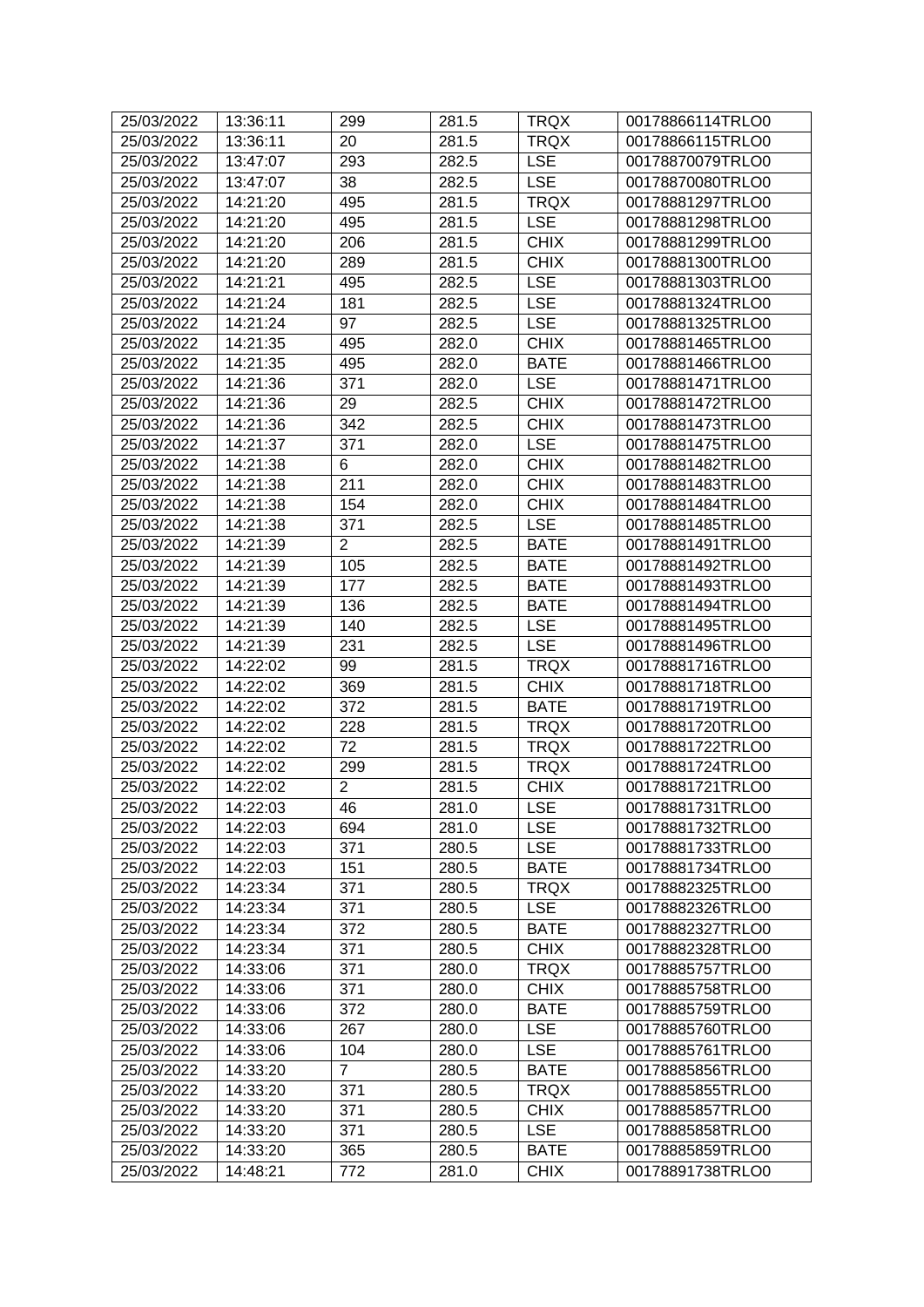| 25/03/2022 | 13:36:11 | 299 | 281.5 | TRQX | 00178866114TRLO0 |
|---|---|---|---|---|---|
| 25/03/2022 | 13:36:11 | 20 | 281.5 | TRQX | 00178866115TRLO0 |
| 25/03/2022 | 13:47:07 | 293 | 282.5 | LSE | 00178870079TRLO0 |
| 25/03/2022 | 13:47:07 | 38 | 282.5 | LSE | 00178870080TRLO0 |
| 25/03/2022 | 14:21:20 | 495 | 281.5 | TRQX | 00178881297TRLO0 |
| 25/03/2022 | 14:21:20 | 495 | 281.5 | LSE | 00178881298TRLO0 |
| 25/03/2022 | 14:21:20 | 206 | 281.5 | CHIX | 00178881299TRLO0 |
| 25/03/2022 | 14:21:20 | 289 | 281.5 | CHIX | 00178881300TRLO0 |
| 25/03/2022 | 14:21:21 | 495 | 282.5 | LSE | 00178881303TRLO0 |
| 25/03/2022 | 14:21:24 | 181 | 282.5 | LSE | 00178881324TRLO0 |
| 25/03/2022 | 14:21:24 | 97 | 282.5 | LSE | 00178881325TRLO0 |
| 25/03/2022 | 14:21:35 | 495 | 282.0 | CHIX | 00178881465TRLO0 |
| 25/03/2022 | 14:21:35 | 495 | 282.0 | BATE | 00178881466TRLO0 |
| 25/03/2022 | 14:21:36 | 371 | 282.0 | LSE | 00178881471TRLO0 |
| 25/03/2022 | 14:21:36 | 29 | 282.5 | CHIX | 00178881472TRLO0 |
| 25/03/2022 | 14:21:36 | 342 | 282.5 | CHIX | 00178881473TRLO0 |
| 25/03/2022 | 14:21:37 | 371 | 282.0 | LSE | 00178881475TRLO0 |
| 25/03/2022 | 14:21:38 | 6 | 282.0 | CHIX | 00178881482TRLO0 |
| 25/03/2022 | 14:21:38 | 211 | 282.0 | CHIX | 00178881483TRLO0 |
| 25/03/2022 | 14:21:38 | 154 | 282.0 | CHIX | 00178881484TRLO0 |
| 25/03/2022 | 14:21:38 | 371 | 282.5 | LSE | 00178881485TRLO0 |
| 25/03/2022 | 14:21:39 | 2 | 282.5 | BATE | 00178881491TRLO0 |
| 25/03/2022 | 14:21:39 | 105 | 282.5 | BATE | 00178881492TRLO0 |
| 25/03/2022 | 14:21:39 | 177 | 282.5 | BATE | 00178881493TRLO0 |
| 25/03/2022 | 14:21:39 | 136 | 282.5 | BATE | 00178881494TRLO0 |
| 25/03/2022 | 14:21:39 | 140 | 282.5 | LSE | 00178881495TRLO0 |
| 25/03/2022 | 14:21:39 | 231 | 282.5 | LSE | 00178881496TRLO0 |
| 25/03/2022 | 14:22:02 | 99 | 281.5 | TRQX | 00178881716TRLO0 |
| 25/03/2022 | 14:22:02 | 369 | 281.5 | CHIX | 00178881718TRLO0 |
| 25/03/2022 | 14:22:02 | 372 | 281.5 | BATE | 00178881719TRLO0 |
| 25/03/2022 | 14:22:02 | 228 | 281.5 | TRQX | 00178881720TRLO0 |
| 25/03/2022 | 14:22:02 | 72 | 281.5 | TRQX | 00178881722TRLO0 |
| 25/03/2022 | 14:22:02 | 299 | 281.5 | TRQX | 00178881724TRLO0 |
| 25/03/2022 | 14:22:02 | 2 | 281.5 | CHIX | 00178881721TRLO0 |
| 25/03/2022 | 14:22:03 | 46 | 281.0 | LSE | 00178881731TRLO0 |
| 25/03/2022 | 14:22:03 | 694 | 281.0 | LSE | 00178881732TRLO0 |
| 25/03/2022 | 14:22:03 | 371 | 280.5 | LSE | 00178881733TRLO0 |
| 25/03/2022 | 14:22:03 | 151 | 280.5 | BATE | 00178881734TRLO0 |
| 25/03/2022 | 14:23:34 | 371 | 280.5 | TRQX | 00178882325TRLO0 |
| 25/03/2022 | 14:23:34 | 371 | 280.5 | LSE | 00178882326TRLO0 |
| 25/03/2022 | 14:23:34 | 372 | 280.5 | BATE | 00178882327TRLO0 |
| 25/03/2022 | 14:23:34 | 371 | 280.5 | CHIX | 00178882328TRLO0 |
| 25/03/2022 | 14:33:06 | 371 | 280.0 | TRQX | 00178885757TRLO0 |
| 25/03/2022 | 14:33:06 | 371 | 280.0 | CHIX | 00178885758TRLO0 |
| 25/03/2022 | 14:33:06 | 372 | 280.0 | BATE | 00178885759TRLO0 |
| 25/03/2022 | 14:33:06 | 267 | 280.0 | LSE | 00178885760TRLO0 |
| 25/03/2022 | 14:33:06 | 104 | 280.0 | LSE | 00178885761TRLO0 |
| 25/03/2022 | 14:33:20 | 7 | 280.5 | BATE | 00178885856TRLO0 |
| 25/03/2022 | 14:33:20 | 371 | 280.5 | TRQX | 00178885855TRLO0 |
| 25/03/2022 | 14:33:20 | 371 | 280.5 | CHIX | 00178885857TRLO0 |
| 25/03/2022 | 14:33:20 | 371 | 280.5 | LSE | 00178885858TRLO0 |
| 25/03/2022 | 14:33:20 | 365 | 280.5 | BATE | 00178885859TRLO0 |
| 25/03/2022 | 14:48:21 | 772 | 281.0 | CHIX | 00178891738TRLO0 |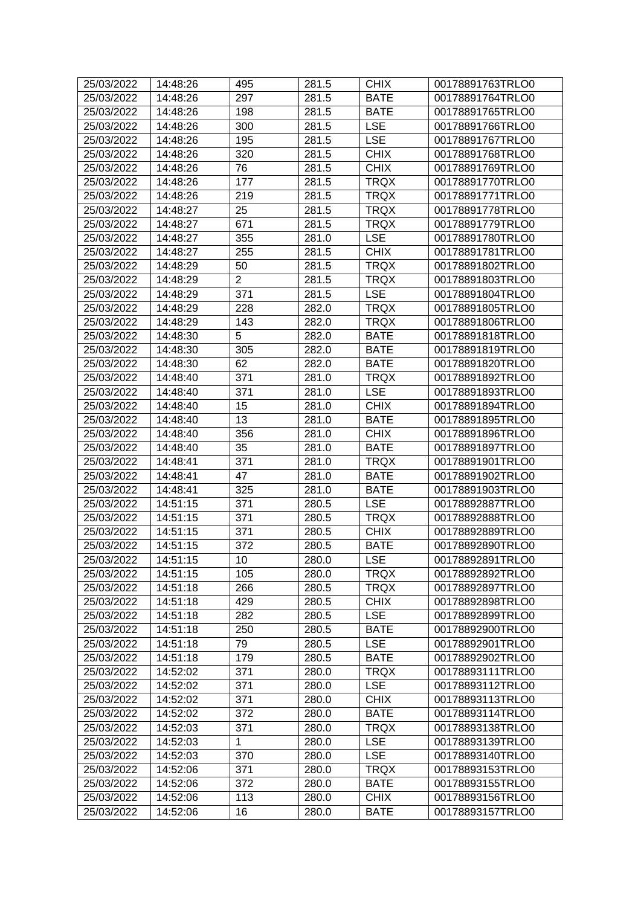| 25/03/2022 | 14:48:26 | 495 | 281.5 | CHIX | 00178891763TRLO0 |
|---|---|---|---|---|---|
| 25/03/2022 | 14:48:26 | 297 | 281.5 | BATE | 00178891764TRLO0 |
| 25/03/2022 | 14:48:26 | 198 | 281.5 | BATE | 00178891765TRLO0 |
| 25/03/2022 | 14:48:26 | 300 | 281.5 | LSE | 00178891766TRLO0 |
| 25/03/2022 | 14:48:26 | 195 | 281.5 | LSE | 00178891767TRLO0 |
| 25/03/2022 | 14:48:26 | 320 | 281.5 | CHIX | 00178891768TRLO0 |
| 25/03/2022 | 14:48:26 | 76 | 281.5 | CHIX | 00178891769TRLO0 |
| 25/03/2022 | 14:48:26 | 177 | 281.5 | TRQX | 00178891770TRLO0 |
| 25/03/2022 | 14:48:26 | 219 | 281.5 | TRQX | 00178891771TRLO0 |
| 25/03/2022 | 14:48:27 | 25 | 281.5 | TRQX | 00178891778TRLO0 |
| 25/03/2022 | 14:48:27 | 671 | 281.5 | TRQX | 00178891779TRLO0 |
| 25/03/2022 | 14:48:27 | 355 | 281.0 | LSE | 00178891780TRLO0 |
| 25/03/2022 | 14:48:27 | 255 | 281.5 | CHIX | 00178891781TRLO0 |
| 25/03/2022 | 14:48:29 | 50 | 281.5 | TRQX | 00178891802TRLO0 |
| 25/03/2022 | 14:48:29 | 2 | 281.5 | TRQX | 00178891803TRLO0 |
| 25/03/2022 | 14:48:29 | 371 | 281.5 | LSE | 00178891804TRLO0 |
| 25/03/2022 | 14:48:29 | 228 | 282.0 | TRQX | 00178891805TRLO0 |
| 25/03/2022 | 14:48:29 | 143 | 282.0 | TRQX | 00178891806TRLO0 |
| 25/03/2022 | 14:48:30 | 5 | 282.0 | BATE | 00178891818TRLO0 |
| 25/03/2022 | 14:48:30 | 305 | 282.0 | BATE | 00178891819TRLO0 |
| 25/03/2022 | 14:48:30 | 62 | 282.0 | BATE | 00178891820TRLO0 |
| 25/03/2022 | 14:48:40 | 371 | 281.0 | TRQX | 00178891892TRLO0 |
| 25/03/2022 | 14:48:40 | 371 | 281.0 | LSE | 00178891893TRLO0 |
| 25/03/2022 | 14:48:40 | 15 | 281.0 | CHIX | 00178891894TRLO0 |
| 25/03/2022 | 14:48:40 | 13 | 281.0 | BATE | 00178891895TRLO0 |
| 25/03/2022 | 14:48:40 | 356 | 281.0 | CHIX | 00178891896TRLO0 |
| 25/03/2022 | 14:48:40 | 35 | 281.0 | BATE | 00178891897TRLO0 |
| 25/03/2022 | 14:48:41 | 371 | 281.0 | TRQX | 00178891901TRLO0 |
| 25/03/2022 | 14:48:41 | 47 | 281.0 | BATE | 00178891902TRLO0 |
| 25/03/2022 | 14:48:41 | 325 | 281.0 | BATE | 00178891903TRLO0 |
| 25/03/2022 | 14:51:15 | 371 | 280.5 | LSE | 00178892887TRLO0 |
| 25/03/2022 | 14:51:15 | 371 | 280.5 | TRQX | 00178892888TRLO0 |
| 25/03/2022 | 14:51:15 | 371 | 280.5 | CHIX | 00178892889TRLO0 |
| 25/03/2022 | 14:51:15 | 372 | 280.5 | BATE | 00178892890TRLO0 |
| 25/03/2022 | 14:51:15 | 10 | 280.0 | LSE | 00178892891TRLO0 |
| 25/03/2022 | 14:51:15 | 105 | 280.0 | TRQX | 00178892892TRLO0 |
| 25/03/2022 | 14:51:18 | 266 | 280.5 | TRQX | 00178892897TRLO0 |
| 25/03/2022 | 14:51:18 | 429 | 280.5 | CHIX | 00178892898TRLO0 |
| 25/03/2022 | 14:51:18 | 282 | 280.5 | LSE | 00178892899TRLO0 |
| 25/03/2022 | 14:51:18 | 250 | 280.5 | BATE | 00178892900TRLO0 |
| 25/03/2022 | 14:51:18 | 79 | 280.5 | LSE | 00178892901TRLO0 |
| 25/03/2022 | 14:51:18 | 179 | 280.5 | BATE | 00178892902TRLO0 |
| 25/03/2022 | 14:52:02 | 371 | 280.0 | TRQX | 00178893111TRLO0 |
| 25/03/2022 | 14:52:02 | 371 | 280.0 | LSE | 00178893112TRLO0 |
| 25/03/2022 | 14:52:02 | 371 | 280.0 | CHIX | 00178893113TRLO0 |
| 25/03/2022 | 14:52:02 | 372 | 280.0 | BATE | 00178893114TRLO0 |
| 25/03/2022 | 14:52:03 | 371 | 280.0 | TRQX | 00178893138TRLO0 |
| 25/03/2022 | 14:52:03 | 1 | 280.0 | LSE | 00178893139TRLO0 |
| 25/03/2022 | 14:52:03 | 370 | 280.0 | LSE | 00178893140TRLO0 |
| 25/03/2022 | 14:52:06 | 371 | 280.0 | TRQX | 00178893153TRLO0 |
| 25/03/2022 | 14:52:06 | 372 | 280.0 | BATE | 00178893155TRLO0 |
| 25/03/2022 | 14:52:06 | 113 | 280.0 | CHIX | 00178893156TRLO0 |
| 25/03/2022 | 14:52:06 | 16 | 280.0 | BATE | 00178893157TRLO0 |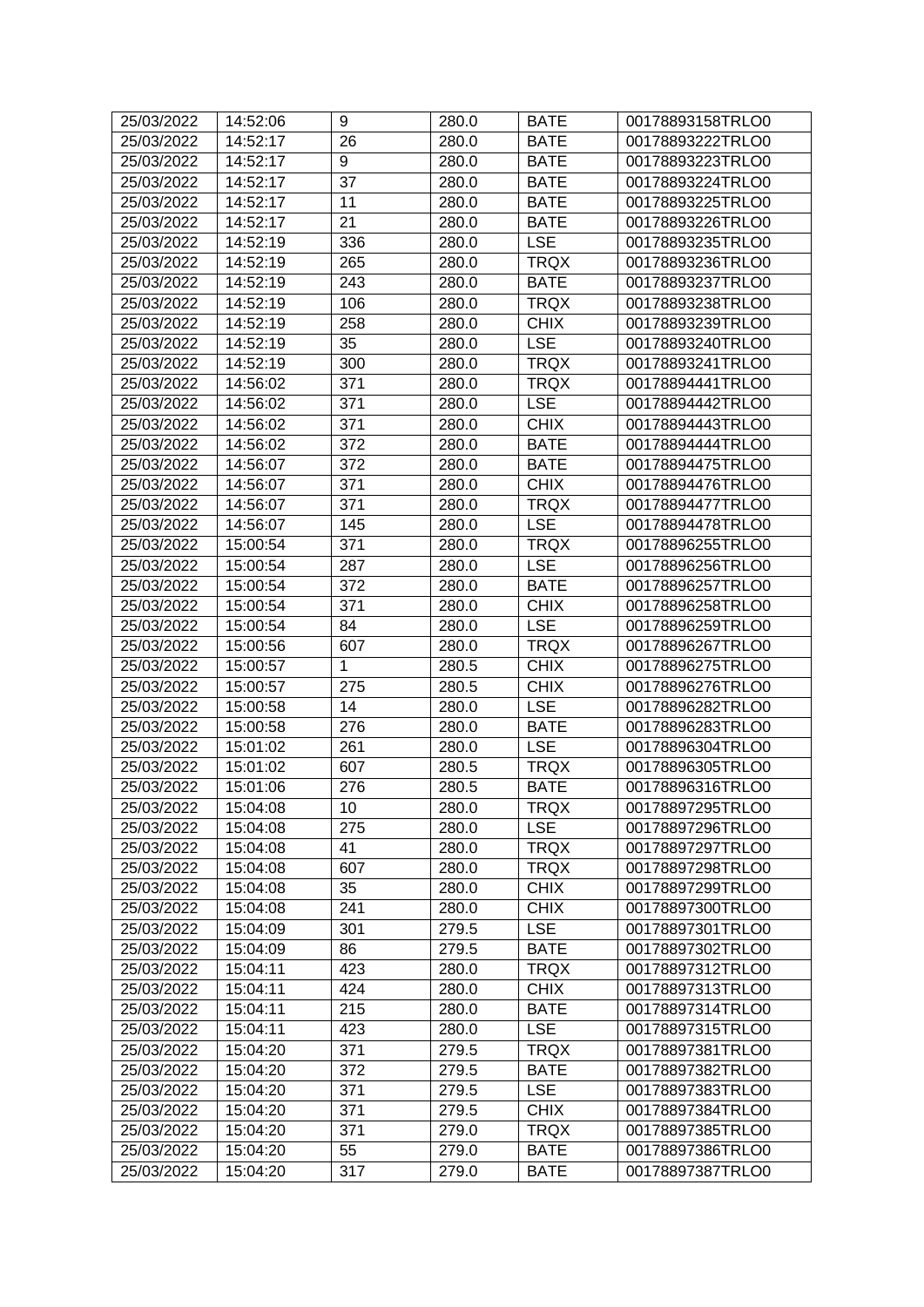| 25/03/2022 | 14:52:06 | 9 | 280.0 | BATE | 00178893158TRLO0 |
|---|---|---|---|---|---|
| 25/03/2022 | 14:52:17 | 26 | 280.0 | BATE | 00178893222TRLO0 |
| 25/03/2022 | 14:52:17 | 9 | 280.0 | BATE | 00178893223TRLO0 |
| 25/03/2022 | 14:52:17 | 37 | 280.0 | BATE | 00178893224TRLO0 |
| 25/03/2022 | 14:52:17 | 11 | 280.0 | BATE | 00178893225TRLO0 |
| 25/03/2022 | 14:52:17 | 21 | 280.0 | BATE | 00178893226TRLO0 |
| 25/03/2022 | 14:52:19 | 336 | 280.0 | LSE | 00178893235TRLO0 |
| 25/03/2022 | 14:52:19 | 265 | 280.0 | TRQX | 00178893236TRLO0 |
| 25/03/2022 | 14:52:19 | 243 | 280.0 | BATE | 00178893237TRLO0 |
| 25/03/2022 | 14:52:19 | 106 | 280.0 | TRQX | 00178893238TRLO0 |
| 25/03/2022 | 14:52:19 | 258 | 280.0 | CHIX | 00178893239TRLO0 |
| 25/03/2022 | 14:52:19 | 35 | 280.0 | LSE | 00178893240TRLO0 |
| 25/03/2022 | 14:52:19 | 300 | 280.0 | TRQX | 00178893241TRLO0 |
| 25/03/2022 | 14:56:02 | 371 | 280.0 | TRQX | 00178894441TRLO0 |
| 25/03/2022 | 14:56:02 | 371 | 280.0 | LSE | 00178894442TRLO0 |
| 25/03/2022 | 14:56:02 | 371 | 280.0 | CHIX | 00178894443TRLO0 |
| 25/03/2022 | 14:56:02 | 372 | 280.0 | BATE | 00178894444TRLO0 |
| 25/03/2022 | 14:56:07 | 372 | 280.0 | BATE | 00178894475TRLO0 |
| 25/03/2022 | 14:56:07 | 371 | 280.0 | CHIX | 00178894476TRLO0 |
| 25/03/2022 | 14:56:07 | 371 | 280.0 | TRQX | 00178894477TRLO0 |
| 25/03/2022 | 14:56:07 | 145 | 280.0 | LSE | 00178894478TRLO0 |
| 25/03/2022 | 15:00:54 | 371 | 280.0 | TRQX | 00178896255TRLO0 |
| 25/03/2022 | 15:00:54 | 287 | 280.0 | LSE | 00178896256TRLO0 |
| 25/03/2022 | 15:00:54 | 372 | 280.0 | BATE | 00178896257TRLO0 |
| 25/03/2022 | 15:00:54 | 371 | 280.0 | CHIX | 00178896258TRLO0 |
| 25/03/2022 | 15:00:54 | 84 | 280.0 | LSE | 00178896259TRLO0 |
| 25/03/2022 | 15:00:56 | 607 | 280.0 | TRQX | 00178896267TRLO0 |
| 25/03/2022 | 15:00:57 | 1 | 280.5 | CHIX | 00178896275TRLO0 |
| 25/03/2022 | 15:00:57 | 275 | 280.5 | CHIX | 00178896276TRLO0 |
| 25/03/2022 | 15:00:58 | 14 | 280.0 | LSE | 00178896282TRLO0 |
| 25/03/2022 | 15:00:58 | 276 | 280.0 | BATE | 00178896283TRLO0 |
| 25/03/2022 | 15:01:02 | 261 | 280.0 | LSE | 00178896304TRLO0 |
| 25/03/2022 | 15:01:02 | 607 | 280.5 | TRQX | 00178896305TRLO0 |
| 25/03/2022 | 15:01:06 | 276 | 280.5 | BATE | 00178896316TRLO0 |
| 25/03/2022 | 15:04:08 | 10 | 280.0 | TRQX | 00178897295TRLO0 |
| 25/03/2022 | 15:04:08 | 275 | 280.0 | LSE | 00178897296TRLO0 |
| 25/03/2022 | 15:04:08 | 41 | 280.0 | TRQX | 00178897297TRLO0 |
| 25/03/2022 | 15:04:08 | 607 | 280.0 | TRQX | 00178897298TRLO0 |
| 25/03/2022 | 15:04:08 | 35 | 280.0 | CHIX | 00178897299TRLO0 |
| 25/03/2022 | 15:04:08 | 241 | 280.0 | CHIX | 00178897300TRLO0 |
| 25/03/2022 | 15:04:09 | 301 | 279.5 | LSE | 00178897301TRLO0 |
| 25/03/2022 | 15:04:09 | 86 | 279.5 | BATE | 00178897302TRLO0 |
| 25/03/2022 | 15:04:11 | 423 | 280.0 | TRQX | 00178897312TRLO0 |
| 25/03/2022 | 15:04:11 | 424 | 280.0 | CHIX | 00178897313TRLO0 |
| 25/03/2022 | 15:04:11 | 215 | 280.0 | BATE | 00178897314TRLO0 |
| 25/03/2022 | 15:04:11 | 423 | 280.0 | LSE | 00178897315TRLO0 |
| 25/03/2022 | 15:04:20 | 371 | 279.5 | TRQX | 00178897381TRLO0 |
| 25/03/2022 | 15:04:20 | 372 | 279.5 | BATE | 00178897382TRLO0 |
| 25/03/2022 | 15:04:20 | 371 | 279.5 | LSE | 00178897383TRLO0 |
| 25/03/2022 | 15:04:20 | 371 | 279.5 | CHIX | 00178897384TRLO0 |
| 25/03/2022 | 15:04:20 | 371 | 279.0 | TRQX | 00178897385TRLO0 |
| 25/03/2022 | 15:04:20 | 55 | 279.0 | BATE | 00178897386TRLO0 |
| 25/03/2022 | 15:04:20 | 317 | 279.0 | BATE | 00178897387TRLO0 |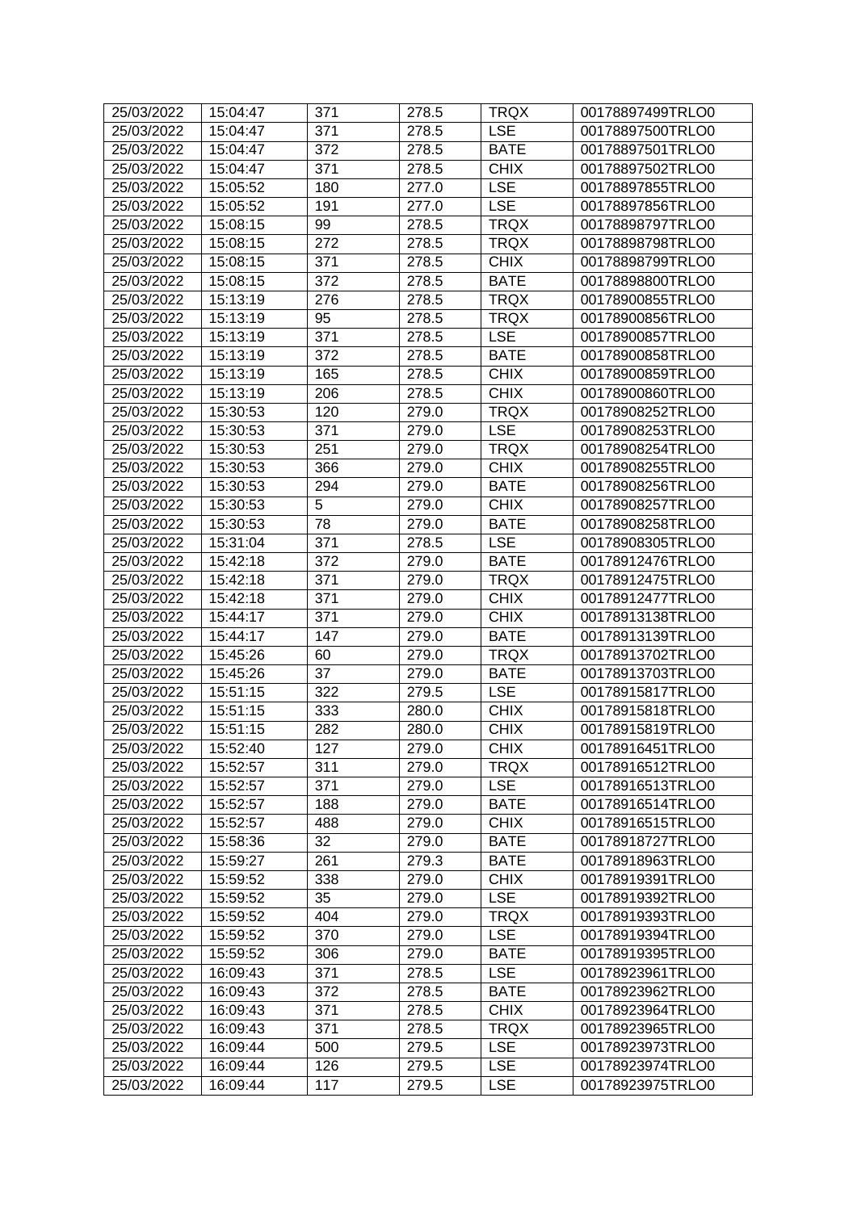| 25/03/2022 | 15:04:47 | 371 | 278.5 | TRQX | 00178897499TRLO0 |
|---|---|---|---|---|---|
| 25/03/2022 | 15:04:47 | 371 | 278.5 | LSE | 00178897500TRLO0 |
| 25/03/2022 | 15:04:47 | 372 | 278.5 | BATE | 00178897501TRLO0 |
| 25/03/2022 | 15:04:47 | 371 | 278.5 | CHIX | 00178897502TRLO0 |
| 25/03/2022 | 15:05:52 | 180 | 277.0 | LSE | 00178897855TRLO0 |
| 25/03/2022 | 15:05:52 | 191 | 277.0 | LSE | 00178897856TRLO0 |
| 25/03/2022 | 15:08:15 | 99 | 278.5 | TRQX | 00178898797TRLO0 |
| 25/03/2022 | 15:08:15 | 272 | 278.5 | TRQX | 00178898798TRLO0 |
| 25/03/2022 | 15:08:15 | 371 | 278.5 | CHIX | 00178898799TRLO0 |
| 25/03/2022 | 15:08:15 | 372 | 278.5 | BATE | 00178898800TRLO0 |
| 25/03/2022 | 15:13:19 | 276 | 278.5 | TRQX | 00178900855TRLO0 |
| 25/03/2022 | 15:13:19 | 95 | 278.5 | TRQX | 00178900856TRLO0 |
| 25/03/2022 | 15:13:19 | 371 | 278.5 | LSE | 00178900857TRLO0 |
| 25/03/2022 | 15:13:19 | 372 | 278.5 | BATE | 00178900858TRLO0 |
| 25/03/2022 | 15:13:19 | 165 | 278.5 | CHIX | 00178900859TRLO0 |
| 25/03/2022 | 15:13:19 | 206 | 278.5 | CHIX | 00178900860TRLO0 |
| 25/03/2022 | 15:30:53 | 120 | 279.0 | TRQX | 00178908252TRLO0 |
| 25/03/2022 | 15:30:53 | 371 | 279.0 | LSE | 00178908253TRLO0 |
| 25/03/2022 | 15:30:53 | 251 | 279.0 | TRQX | 00178908254TRLO0 |
| 25/03/2022 | 15:30:53 | 366 | 279.0 | CHIX | 00178908255TRLO0 |
| 25/03/2022 | 15:30:53 | 294 | 279.0 | BATE | 00178908256TRLO0 |
| 25/03/2022 | 15:30:53 | 5 | 279.0 | CHIX | 00178908257TRLO0 |
| 25/03/2022 | 15:30:53 | 78 | 279.0 | BATE | 00178908258TRLO0 |
| 25/03/2022 | 15:31:04 | 371 | 278.5 | LSE | 00178908305TRLO0 |
| 25/03/2022 | 15:42:18 | 372 | 279.0 | BATE | 00178912476TRLO0 |
| 25/03/2022 | 15:42:18 | 371 | 279.0 | TRQX | 00178912475TRLO0 |
| 25/03/2022 | 15:42:18 | 371 | 279.0 | CHIX | 00178912477TRLO0 |
| 25/03/2022 | 15:44:17 | 371 | 279.0 | CHIX | 00178913138TRLO0 |
| 25/03/2022 | 15:44:17 | 147 | 279.0 | BATE | 00178913139TRLO0 |
| 25/03/2022 | 15:45:26 | 60 | 279.0 | TRQX | 00178913702TRLO0 |
| 25/03/2022 | 15:45:26 | 37 | 279.0 | BATE | 00178913703TRLO0 |
| 25/03/2022 | 15:51:15 | 322 | 279.5 | LSE | 00178915817TRLO0 |
| 25/03/2022 | 15:51:15 | 333 | 280.0 | CHIX | 00178915818TRLO0 |
| 25/03/2022 | 15:51:15 | 282 | 280.0 | CHIX | 00178915819TRLO0 |
| 25/03/2022 | 15:52:40 | 127 | 279.0 | CHIX | 00178916451TRLO0 |
| 25/03/2022 | 15:52:57 | 311 | 279.0 | TRQX | 00178916512TRLO0 |
| 25/03/2022 | 15:52:57 | 371 | 279.0 | LSE | 00178916513TRLO0 |
| 25/03/2022 | 15:52:57 | 188 | 279.0 | BATE | 00178916514TRLO0 |
| 25/03/2022 | 15:52:57 | 488 | 279.0 | CHIX | 00178916515TRLO0 |
| 25/03/2022 | 15:58:36 | 32 | 279.0 | BATE | 00178918727TRLO0 |
| 25/03/2022 | 15:59:27 | 261 | 279.3 | BATE | 00178918963TRLO0 |
| 25/03/2022 | 15:59:52 | 338 | 279.0 | CHIX | 00178919391TRLO0 |
| 25/03/2022 | 15:59:52 | 35 | 279.0 | LSE | 00178919392TRLO0 |
| 25/03/2022 | 15:59:52 | 404 | 279.0 | TRQX | 00178919393TRLO0 |
| 25/03/2022 | 15:59:52 | 370 | 279.0 | LSE | 00178919394TRLO0 |
| 25/03/2022 | 15:59:52 | 306 | 279.0 | BATE | 00178919395TRLO0 |
| 25/03/2022 | 16:09:43 | 371 | 278.5 | LSE | 00178923961TRLO0 |
| 25/03/2022 | 16:09:43 | 372 | 278.5 | BATE | 00178923962TRLO0 |
| 25/03/2022 | 16:09:43 | 371 | 278.5 | CHIX | 00178923964TRLO0 |
| 25/03/2022 | 16:09:43 | 371 | 278.5 | TRQX | 00178923965TRLO0 |
| 25/03/2022 | 16:09:44 | 500 | 279.5 | LSE | 00178923973TRLO0 |
| 25/03/2022 | 16:09:44 | 126 | 279.5 | LSE | 00178923974TRLO0 |
| 25/03/2022 | 16:09:44 | 117 | 279.5 | LSE | 00178923975TRLO0 |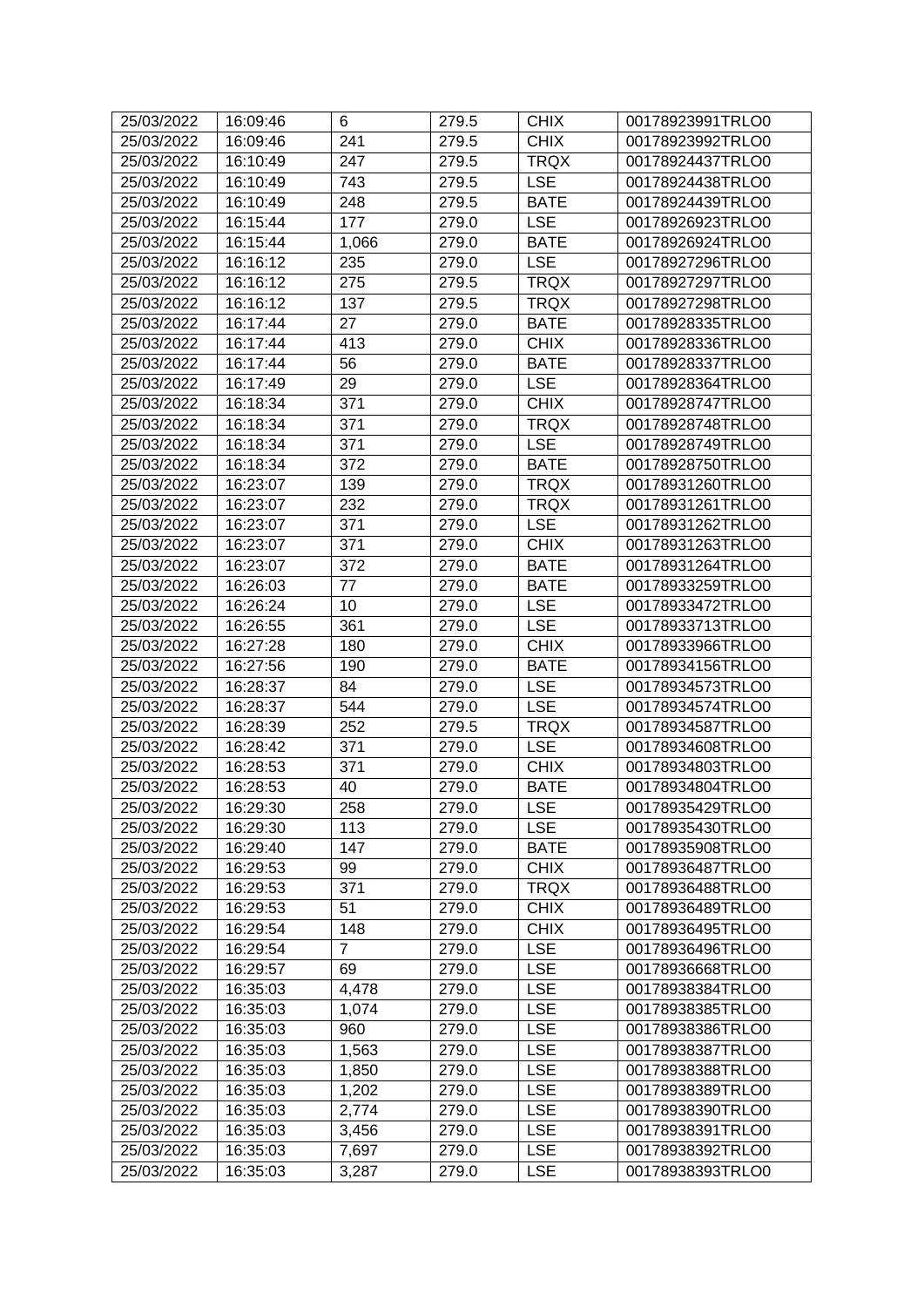| | | | | | |
|---|---|---|---|---|---|
| 25/03/2022 | 16:09:46 | 6 | 279.5 | CHIX | 00178923991TRLO0 |
| 25/03/2022 | 16:09:46 | 241 | 279.5 | CHIX | 00178923992TRLO0 |
| 25/03/2022 | 16:10:49 | 247 | 279.5 | TRQX | 00178924437TRLO0 |
| 25/03/2022 | 16:10:49 | 743 | 279.5 | LSE | 00178924438TRLO0 |
| 25/03/2022 | 16:10:49 | 248 | 279.5 | BATE | 00178924439TRLO0 |
| 25/03/2022 | 16:15:44 | 177 | 279.0 | LSE | 00178926923TRLO0 |
| 25/03/2022 | 16:15:44 | 1,066 | 279.0 | BATE | 00178926924TRLO0 |
| 25/03/2022 | 16:16:12 | 235 | 279.0 | LSE | 00178927296TRLO0 |
| 25/03/2022 | 16:16:12 | 275 | 279.5 | TRQX | 00178927297TRLO0 |
| 25/03/2022 | 16:16:12 | 137 | 279.5 | TRQX | 00178927298TRLO0 |
| 25/03/2022 | 16:17:44 | 27 | 279.0 | BATE | 00178928335TRLO0 |
| 25/03/2022 | 16:17:44 | 413 | 279.0 | CHIX | 00178928336TRLO0 |
| 25/03/2022 | 16:17:44 | 56 | 279.0 | BATE | 00178928337TRLO0 |
| 25/03/2022 | 16:17:49 | 29 | 279.0 | LSE | 00178928364TRLO0 |
| 25/03/2022 | 16:18:34 | 371 | 279.0 | CHIX | 00178928747TRLO0 |
| 25/03/2022 | 16:18:34 | 371 | 279.0 | TRQX | 00178928748TRLO0 |
| 25/03/2022 | 16:18:34 | 371 | 279.0 | LSE | 00178928749TRLO0 |
| 25/03/2022 | 16:18:34 | 372 | 279.0 | BATE | 00178928750TRLO0 |
| 25/03/2022 | 16:23:07 | 139 | 279.0 | TRQX | 00178931260TRLO0 |
| 25/03/2022 | 16:23:07 | 232 | 279.0 | TRQX | 00178931261TRLO0 |
| 25/03/2022 | 16:23:07 | 371 | 279.0 | LSE | 00178931262TRLO0 |
| 25/03/2022 | 16:23:07 | 371 | 279.0 | CHIX | 00178931263TRLO0 |
| 25/03/2022 | 16:23:07 | 372 | 279.0 | BATE | 00178931264TRLO0 |
| 25/03/2022 | 16:26:03 | 77 | 279.0 | BATE | 00178933259TRLO0 |
| 25/03/2022 | 16:26:24 | 10 | 279.0 | LSE | 00178933472TRLO0 |
| 25/03/2022 | 16:26:55 | 361 | 279.0 | LSE | 00178933713TRLO0 |
| 25/03/2022 | 16:27:28 | 180 | 279.0 | CHIX | 00178933966TRLO0 |
| 25/03/2022 | 16:27:56 | 190 | 279.0 | BATE | 00178934156TRLO0 |
| 25/03/2022 | 16:28:37 | 84 | 279.0 | LSE | 00178934573TRLO0 |
| 25/03/2022 | 16:28:37 | 544 | 279.0 | LSE | 00178934574TRLO0 |
| 25/03/2022 | 16:28:39 | 252 | 279.5 | TRQX | 00178934587TRLO0 |
| 25/03/2022 | 16:28:42 | 371 | 279.0 | LSE | 00178934608TRLO0 |
| 25/03/2022 | 16:28:53 | 371 | 279.0 | CHIX | 00178934803TRLO0 |
| 25/03/2022 | 16:28:53 | 40 | 279.0 | BATE | 00178934804TRLO0 |
| 25/03/2022 | 16:29:30 | 258 | 279.0 | LSE | 00178935429TRLO0 |
| 25/03/2022 | 16:29:30 | 113 | 279.0 | LSE | 00178935430TRLO0 |
| 25/03/2022 | 16:29:40 | 147 | 279.0 | BATE | 00178935908TRLO0 |
| 25/03/2022 | 16:29:53 | 99 | 279.0 | CHIX | 00178936487TRLO0 |
| 25/03/2022 | 16:29:53 | 371 | 279.0 | TRQX | 00178936488TRLO0 |
| 25/03/2022 | 16:29:53 | 51 | 279.0 | CHIX | 00178936489TRLO0 |
| 25/03/2022 | 16:29:54 | 148 | 279.0 | CHIX | 00178936495TRLO0 |
| 25/03/2022 | 16:29:54 | 7 | 279.0 | LSE | 00178936496TRLO0 |
| 25/03/2022 | 16:29:57 | 69 | 279.0 | LSE | 00178936668TRLO0 |
| 25/03/2022 | 16:35:03 | 4,478 | 279.0 | LSE | 00178938384TRLO0 |
| 25/03/2022 | 16:35:03 | 1,074 | 279.0 | LSE | 00178938385TRLO0 |
| 25/03/2022 | 16:35:03 | 960 | 279.0 | LSE | 00178938386TRLO0 |
| 25/03/2022 | 16:35:03 | 1,563 | 279.0 | LSE | 00178938387TRLO0 |
| 25/03/2022 | 16:35:03 | 1,850 | 279.0 | LSE | 00178938388TRLO0 |
| 25/03/2022 | 16:35:03 | 1,202 | 279.0 | LSE | 00178938389TRLO0 |
| 25/03/2022 | 16:35:03 | 2,774 | 279.0 | LSE | 00178938390TRLO0 |
| 25/03/2022 | 16:35:03 | 3,456 | 279.0 | LSE | 00178938391TRLO0 |
| 25/03/2022 | 16:35:03 | 7,697 | 279.0 | LSE | 00178938392TRLO0 |
| 25/03/2022 | 16:35:03 | 3,287 | 279.0 | LSE | 00178938393TRLO0 |